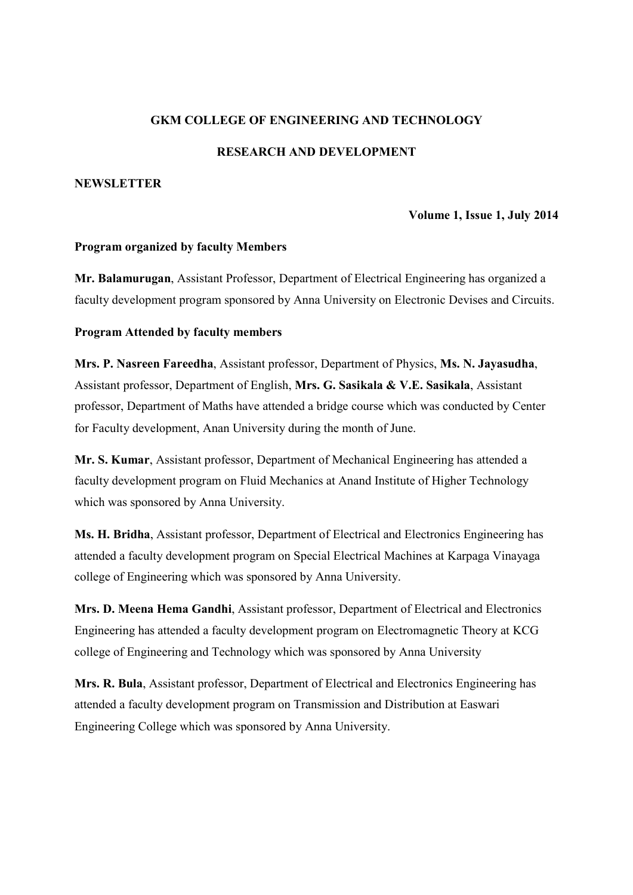# GKM COLLEGE OF ENGINEERING AND TECHNOLOGY

## RESEARCH AND DEVELOPMENT

**NEWSLETTER**

**Volume 1, Issue 1, July 2014**

### Program organized by faculty Members

**Mr. Balamurugan**, Assistant Professor, Department of Electrical Engineering has organized a faculty development program sponsored by Anna University on Electronic Devises and Circuits.

### Program Attended by faculty members

**Mrs. P. Nasreen Fareedha**, Assistant professor, Department of Physics, **Ms. N. Jayasudha**, Assistant professor, Department of English, **Mrs. G. Sasikala & V.E. Sasikala**, Assistant professor, Department of Maths have attended a bridge course which was conducted by Center for Faculty development, Anan University during the month of June.

**Mr. S. Kumar**, Assistant professor, Department of Mechanical Engineering has attended a faculty development program on Fluid Mechanics at Anand Institute of Higher Technology which was sponsored by Anna University.

**Ms. H. Bridha**, Assistant professor, Department of Electrical and Electronics Engineering has attended a faculty development program on Special Electrical Machines at Karpaga Vinayaga college of Engineering which was sponsored by Anna University.

**Mrs. D. Meena Hema Gandhi**, Assistant professor, Department of Electrical and Electronics Engineering has attended a faculty development program on Electromagnetic Theory at KCG college of Engineering and Technology which was sponsored by Anna University

**Mrs. R. Bula**, Assistant professor, Department of Electrical and Electronics Engineering has attended a faculty development program on Transmission and Distribution at Easwari Engineering College which was sponsored by Anna University.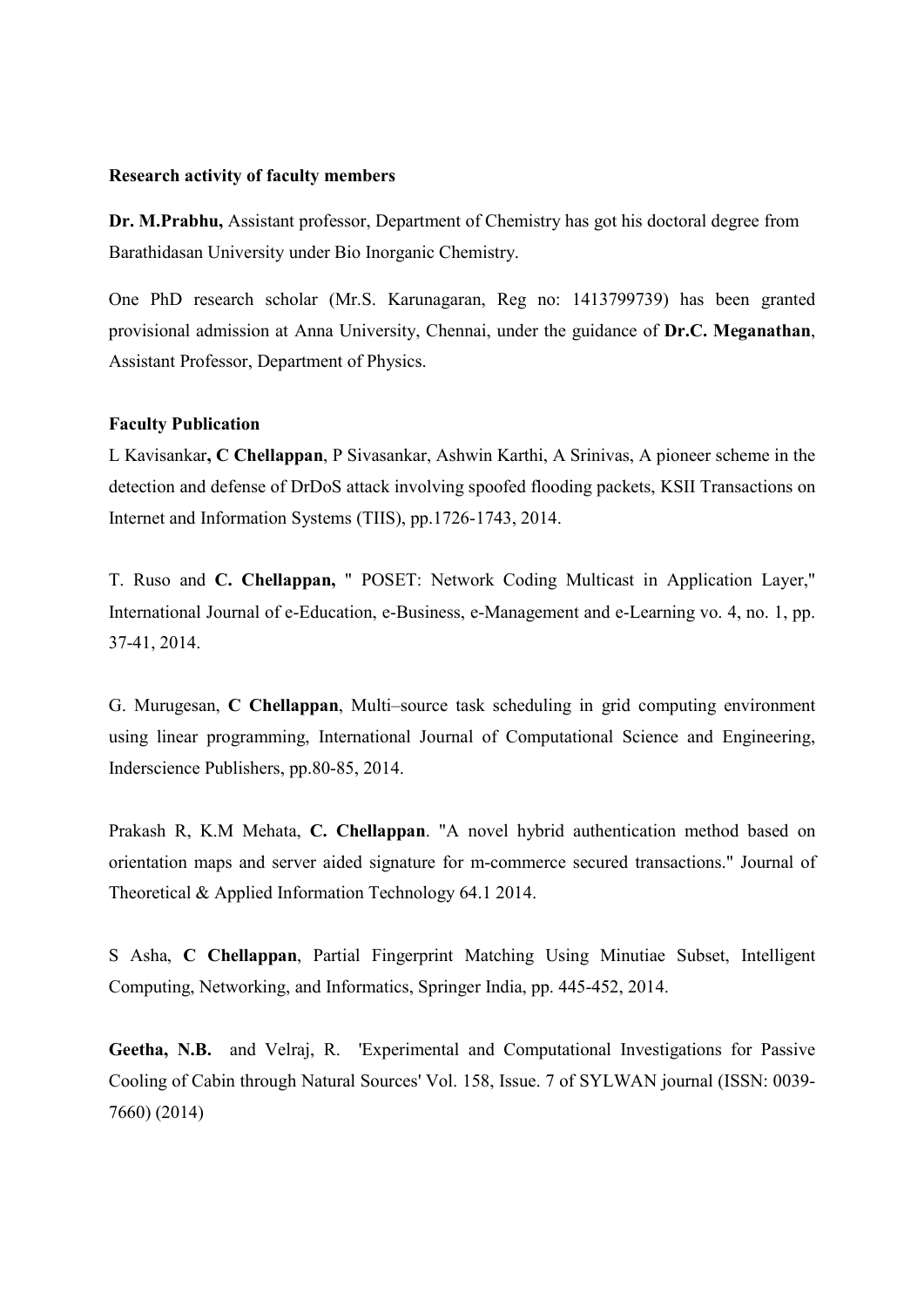**Research activity of faculty members**

**Dr. M.Prabhu,** Assistant professor, Department of Chemistry has got his doctoral degree from Barathidasan University under Bio Inorganic Chemistry.

One PhD research scholar (Mr.S. Karunagaran, Reg no: 1413799739) has been granted provisional admission at Anna University, Chennai, under the guidance of **Dr.C. Meganathan**, Assistant Professor, Department of Physics.

**Faculty Publication**

L Kavisankar**, C Chellappan**, P Sivasankar, Ashwin Karthi, A Srinivas, A pioneer scheme in the detection and defense of DrDoS attack involving spoofed flooding packets, KSII Transactions on Internet and Information Systems (TIIS), pp.1726-1743, 2014.

T. Ruso and **C. Chellappan,** " POSET: Network Coding Multicast in Application Layer," International Journal of e-Education, e-Business, e-Management and e-Learning vo. 4, no. 1, pp. 37-41, 2014.

G. Murugesan, **C Chellappan**, Multi–source task scheduling in grid computing environment using linear programming, International Journal of Computational Science and Engineering, Inderscience Publishers, pp.80-85, 2014.

Prakash R, K.M Mehata, **C. Chellappan**. "A novel hybrid authentication method based on orientation maps and server aided signature for m-commerce secured transactions." Journal of Theoretical & Applied Information Technology 64.1 2014.

S Asha, **C Chellappan**, Partial Fingerprint Matching Using Minutiae Subset, Intelligent Computing, Networking, and Informatics, Springer India, pp. 445-452, 2014.

**Geetha, N.B.** and Velraj, R. 'Experimental and Computational Investigations for Passive Cooling of Cabin through Natural Sources' Vol. 158, Issue. 7 of SYLWAN journal (ISSN: 0039-7660) (2014)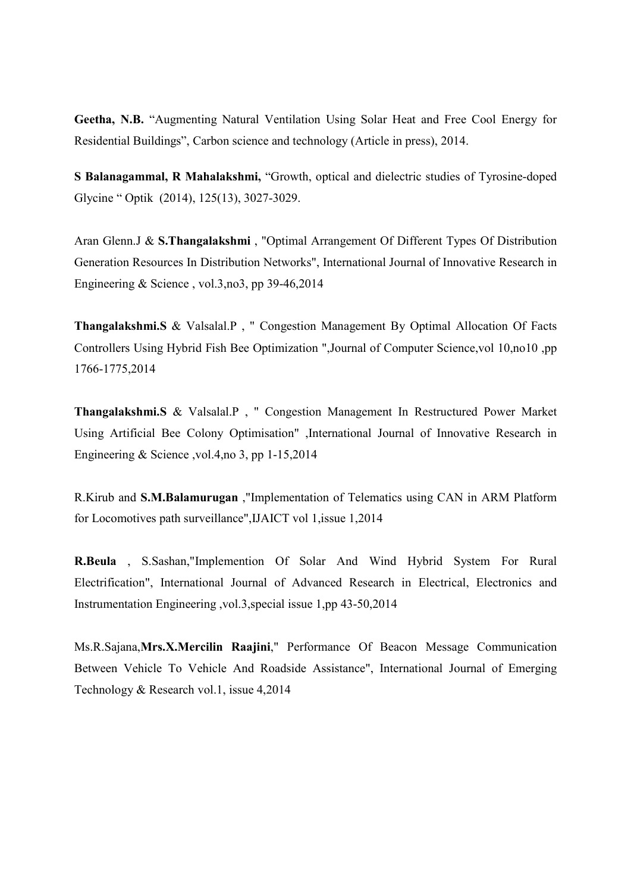**Geetha, N.B.** “Augmenting Natural Ventilation Using Solar Heat and Free Cool Energy for Residential Buildings”, Carbon science and technology (Article in press), 2014.

**S Balanagammal, R Mahalakshmi,** “Growth, optical and dielectric studies of Tyrosine-doped Glycine “ Optik (2014), 125(13), 3027-3029.

Aran Glenn.J & **S.Thangalakshmi** , "Optimal Arrangement Of Different Types Of Distribution Generation Resources In Distribution Networks", International Journal of Innovative Research in Engineering & Science , vol.3,no3, pp 39-46,2014

**Thangalakshmi.S** & Valsalal.P , " Congestion Management By Optimal Allocation Of Facts Controllers Using Hybrid Fish Bee Optimization ",Journal of Computer Science,vol 10,no10 ,pp 1766-1775,2014

**Thangalakshmi.S** & Valsalal.P , " Congestion Management In Restructured Power Market Using Artificial Bee Colony Optimisation" ,International Journal of Innovative Research in Engineering & Science ,vol.4,no 3, pp 1-15,2014

R.Kirub and **S.M.Balamurugan** ,"Implementation of Telematics using CAN in ARM Platform for Locomotives path surveillance",IJAICT vol 1,issue 1,2014

**R.Beula** , S.Sashan,"Implemention Of Solar And Wind Hybrid System For Rural Electrification", International Journal of Advanced Research in Electrical, Electronics and Instrumentation Engineering ,vol.3,special issue 1,pp 43-50,2014

Ms.R.Sajana,**Mrs.X.Mercilin Raajini**," Performance Of Beacon Message Communication Between Vehicle To Vehicle And Roadside Assistance", International Journal of Emerging Technology & Research vol.1, issue 4,2014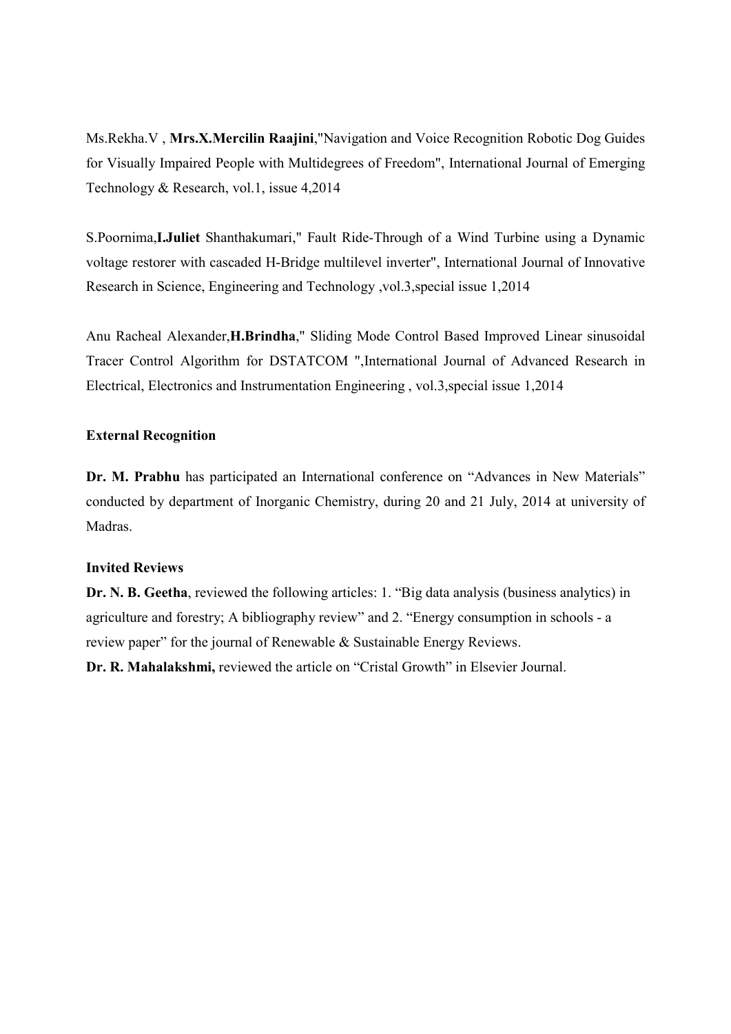Ms.Rekha.V , **Mrs.X.Mercilin Raajini**,"Navigation and Voice Recognition Robotic Dog Guides for Visually Impaired People with Multidegrees of Freedom", International Journal of Emerging Technology & Research, vol.1, issue 4,2014

S.Poornima,**I.Juliet** Shanthakumari," Fault Ride-Through of a Wind Turbine using a Dynamic voltage restorer with cascaded H-Bridge multilevel inverter", International Journal of Innovative Research in Science, Engineering and Technology ,vol.3,special issue 1,2014

Anu Racheal Alexander,**H.Brindha**," Sliding Mode Control Based Improved Linear sinusoidal Tracer Control Algorithm for DSTATCOM ",International Journal of Advanced Research in Electrical, Electronics and Instrumentation Engineering , vol.3,special issue 1,2014

**External Recognition**

**Dr. M. Prabhu** has participated an International conference on "Advances in New Materials" conducted by department of Inorganic Chemistry, during 20 and 21 July, 2014 at university of Madras.

**Invited Reviews**

**Dr. N. B. Geetha**, reviewed the following articles: 1. "Big data analysis (business analytics) in agriculture and forestry; A bibliography review" and 2. "Energy consumption in schools - a review paper" for the journal of Renewable & Sustainable Energy Reviews.

**Dr. R. Mahalakshmi,** reviewed the article on "Cristal Growth" in Elsevier Journal.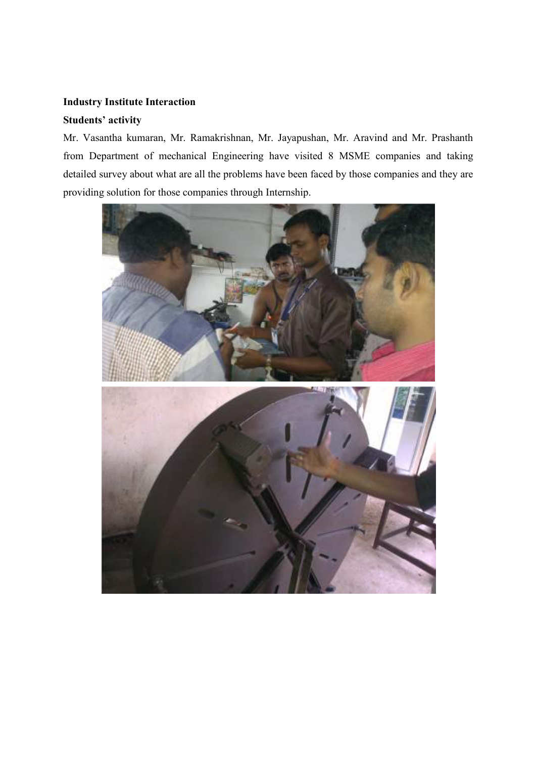**Industry Institute Interaction**

**Students' activity**

Mr. Vasantha kumaran, Mr. Ramakrishnan, Mr. Jayapushan, Mr. Aravind and Mr. Prashanth from Department of mechanical Engineering have visited 8 MSME companies and taking detailed survey about what are all the problems have been faced by those companies and they are providing solution for those companies through Internship.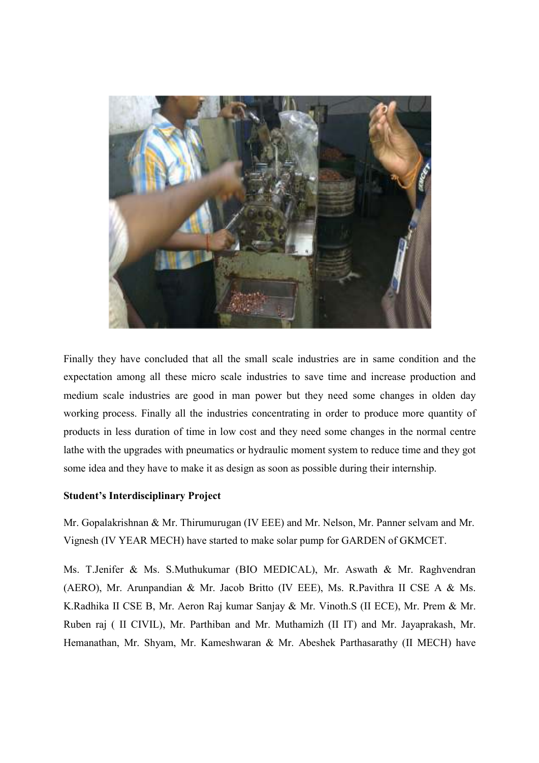Finally they have concluded that all the small scale industries are in same condition and the expectation among all these micro scale industries to save time and increase production and medium scale industries are good in man power but they need some changes in olden day working process. Finally all the industries concentrating in order to produce more quantity of products in less duration of time in low cost and they need some changes in the normal centre lathe with the upgrades with pneumatics or hydraulic moment system to reduce time and they got some idea and they have to make it as design as soon as possible during their internship.

**Student's Interdisciplinary Project**

Mr. Gopalakrishnan & Mr. Thirumurugan (IV EEE) and Mr. Nelson, Mr. Panner selvam and Mr. Vignesh (IV YEAR MECH) have started to make solar pump for GARDEN of GKMCET.

Ms. T.Jenifer & Ms. S.Muthukumar (BIO MEDICAL), Mr. Aswath & Mr. Raghvendran (AERO), Mr. Arunpandian & Mr. Jacob Britto (IV EEE), Ms. R.Pavithra II CSE A & Ms. K.Radhika II CSE B, Mr. Aeron Raj kumar Sanjay & Mr. Vinoth.S (II ECE), Mr. Prem & Mr. Ruben raj ( II CIVIL), Mr. Parthiban and Mr. Muthamizh (II IT) and Mr. Jayaprakash, Mr. Hemanathan, Mr. Shyam, Mr. Kameshwaran & Mr. Abeshek Parthasarathy (II MECH) have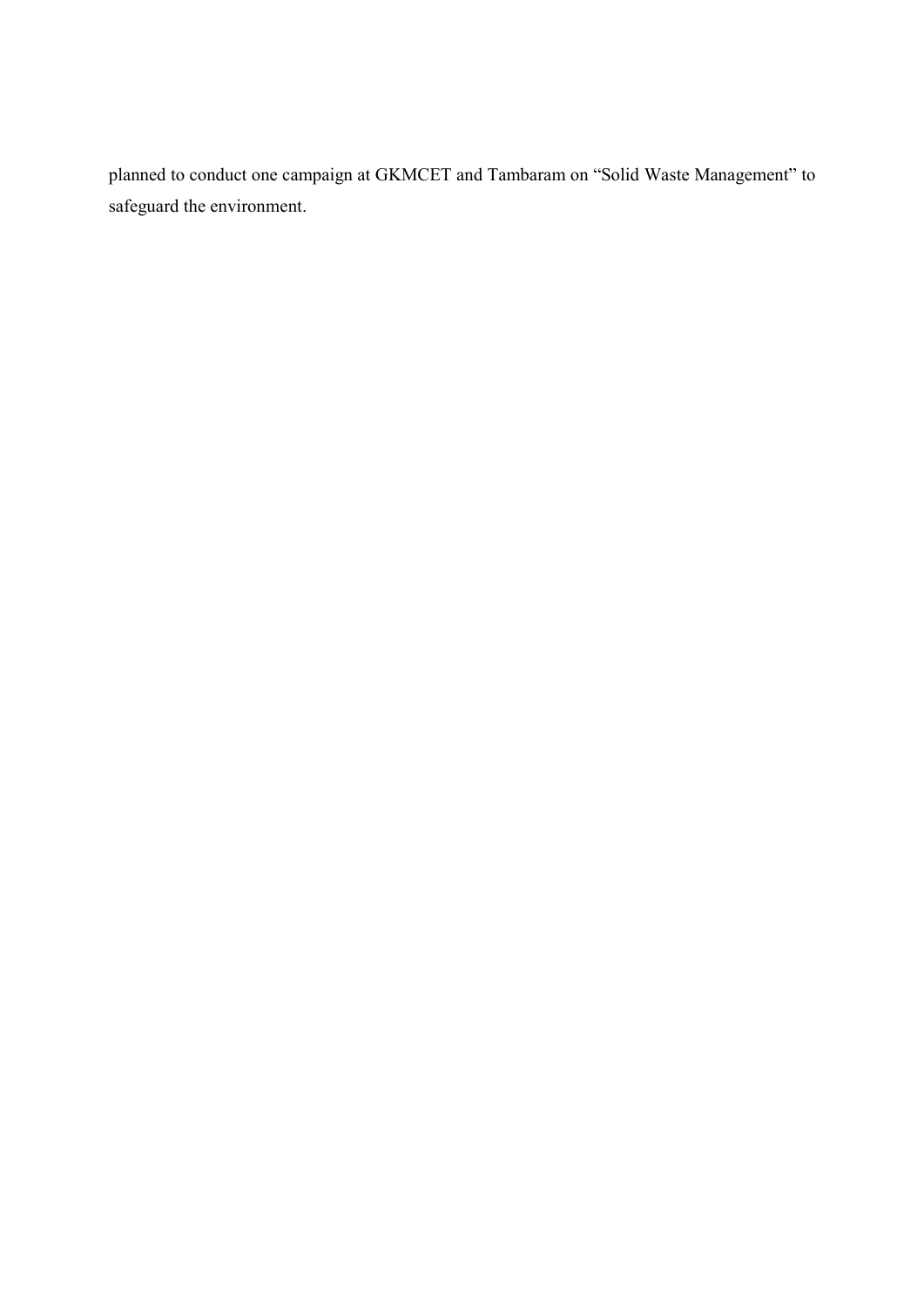planned to conduct one campaign at GKMCET and Tambaram on "Solid Waste Management" to safeguard the environment.